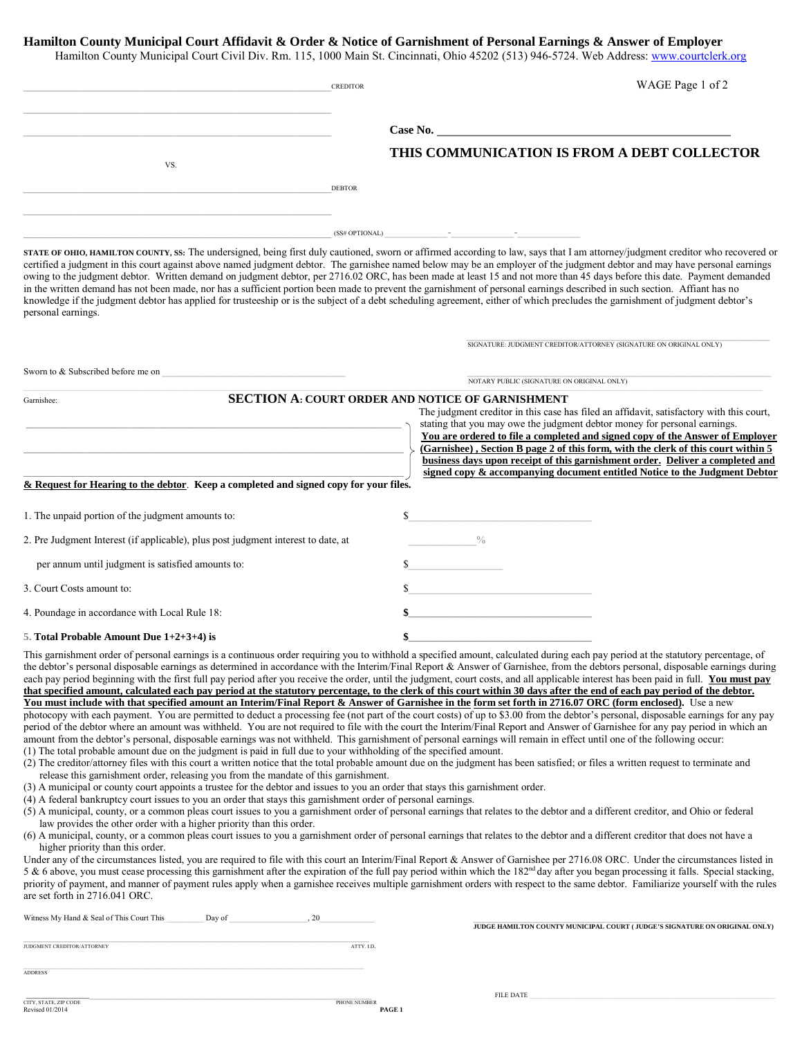# Hamilton County Municipal Court Affidavit & Order & Notice of Garnishment of Personal Earnings & Answer of Employer

Hamilton County Municipal Court Civil Div. Rm. 115, 1000 Main St. Cincinnati, Ohio 45202 (513) 946-5724. Web Address: www.courtclerk.org

WAGE Page 1 of 2

______________________________ CREDITOR

______________________________

______________________________

VS.

______________________________ DEBTOR

______________________________

______________________________ (SS# OPTIONAL) ______ - ______ - ______

Case No. ______________________________

**THIS COMMUNICATION IS FROM A DEBT COLLECTOR**

**STATE OF OHIO, HAMILTON COUNTY, SS:** The undersigned, being first duly cautioned, sworn or affirmed according to law, says that I am attorney/judgment creditor who recovered or certified a judgment in this court against above named judgment debtor. The garnishee named below may be an employer of the judgment debtor and may have personal earnings owing to the judgment debtor. Written demand on judgment debtor, per 2716.02 ORC, has been made at least 15 and not more than 45 days before this date. Payment demanded in the written demand has not been made, nor has a sufficient portion been made to prevent the garnishment of personal earnings described in such section. Affiant has no knowledge if the judgment debtor has applied for trusteeship or is the subject of a debt scheduling agreement, either of which precludes the garnishment of judgment debtor's personal earnings.

______________________________
SIGNATURE: JUDGMENT CREDITOR/ATTORNEY (SIGNATURE ON ORIGINAL ONLY)

Sworn to & Subscribed before me on ______________________________

______________________________
NOTARY PUBLIC (SIGNATURE ON ORIGINAL ONLY)

## SECTION A: COURT ORDER AND NOTICE OF GARNISHMENT

Garnishee:

______________________________

______________________________

______________________________

The judgment creditor in this case has filed an affidavit, satisfactory with this court, stating that you may owe the judgment debtor money for personal earnings. **You are ordered to file a completed and signed copy of the Answer of Employer (Garnishee) , Section B page 2 of this form, with the clerk of this court within 5 business days upon receipt of this garnishment order. Deliver a completed and signed copy & accompanying document entitled Notice to the Judgment Debtor & Request for Hearing to the debtor**. **Keep a completed and signed copy for your files.**

1. The unpaid portion of the judgment amounts to: $______________

2. Pre Judgment Interest (if applicable), plus post judgment interest to date, at ______ % per annum until judgment is satisfied amounts to: $______________

3. Court Costs amount to: $______________

4. Poundage in accordance with Local Rule 18: **$**______________

5. **Total Probable Amount Due 1+2+3+4) is** **$**______________

This garnishment order of personal earnings is a continuous order requiring you to withhold a specified amount, calculated during each pay period at the statutory percentage, of the debtor's personal disposable earnings as determined in accordance with the Interim/Final Report & Answer of Garnishee, from the debtors personal, disposable earnings during each pay period beginning with the first full pay period after you receive the order, until the judgment, court costs, and all applicable interest has been paid in full. **You must pay that specified amount, calculated each pay period at the statutory percentage, to the clerk of this court within 30 days after the end of each pay period of the debtor. You must include with that specified amount an Interim/Final Report & Answer of Garnishee in the form set forth in 2716.07 ORC (form enclosed).** Use a new photocopy with each payment. You are permitted to deduct a processing fee (not part of the court costs) of up to $3.00 from the debtor's personal, disposable earnings for any pay period of the debtor where an amount was withheld. You are not required to file with the court the Interim/Final Report and Answer of Garnishee for any pay period in which an amount from the debtor's personal, disposable earnings was not withheld. This garnishment of personal earnings will remain in effect until one of the following occur:

(1) The total probable amount due on the judgment is paid in full due to your withholding of the specified amount.
(2) The creditor/attorney files with this court a written notice that the total probable amount due on the judgment has been satisfied; or files a written request to terminate and release this garnishment order, releasing you from the mandate of this garnishment.
(3) A municipal or county court appoints a trustee for the debtor and issues to you an order that stays this garnishment order.
(4) A federal bankruptcy court issues to you an order that stays this garnishment order of personal earnings.
(5) A municipal, county, or a common pleas court issues to you a garnishment order of personal earnings that relates to the debtor and a different creditor, and Ohio or federal law provides the other order with a higher priority than this order.
(6) A municipal, county, or a common pleas court issues to you a garnishment order of personal earnings that relates to the debtor and a different creditor that does not have a higher priority than this order.

Under any of the circumstances listed, you are required to file with this court an Interim/Final Report & Answer of Garnishee per 2716.08 ORC. Under the circumstances listed in 5 & 6 above, you must cease processing this garnishment after the expiration of the full pay period within which the 182nd day after you began processing it falls. Special stacking, priority of payment, and manner of payment rules apply when a garnishee receives multiple garnishment orders with respect to the same debtor. Familiarize yourself with the rules are set forth in 2716.041 ORC.

Witness My Hand & Seal of This Court This ______ Day of ______________, 20______

______________________________
JUDGE HAMILTON COUNTY MUNICIPAL COURT ( JUDGE'S SIGNATURE ON ORIGINAL ONLY)

______________________________ ATTY. I.D.
JUDGMENT CREDITOR/ATTORNEY

______________________________
ADDRESS

______________________________ PHONE NUMBER
CITY, STATE, ZIP CODE

FILE DATE ______________________________

Revised 01/2014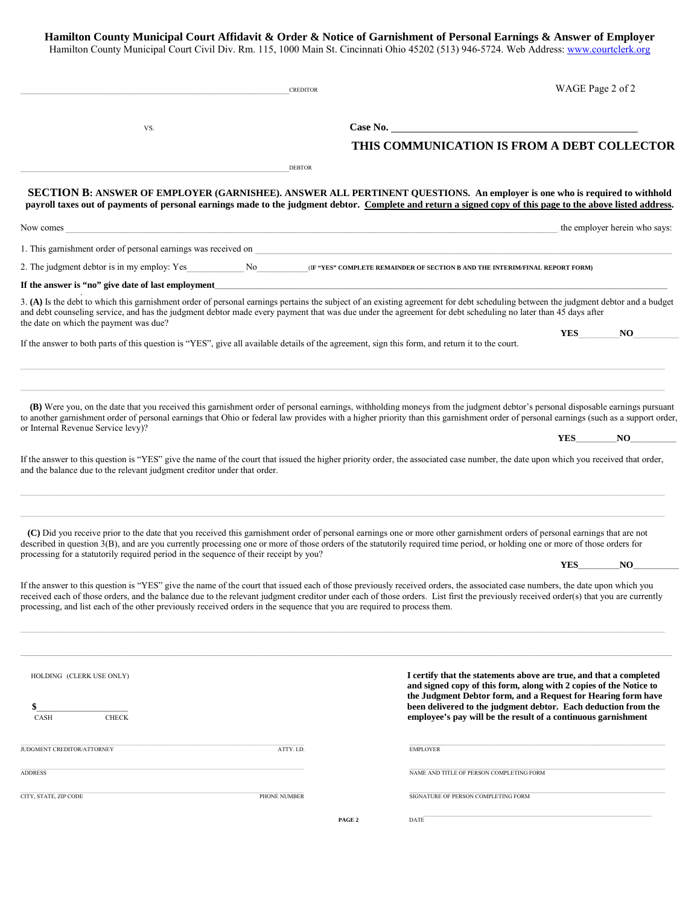**Hamilton County Municipal Court Affidavit & Order & Notice of Garnishment of Personal Earnings & Answer of Employer**

Hamilton County Municipal Court Civil Div. Rm. 115, 1000 Main St. Cincinnati Ohio 45202 (513) 946-5724. Web Address: www.courtclerk.org

_______________________________________________ CREDITOR

WAGE Page 2 of 2

VS.

**Case No.** _______________________________________________

**THIS COMMUNICATION IS FROM A DEBT COLLECTOR**

_______________________________________________ DEBTOR

## SECTION B: ANSWER OF EMPLOYER (GARNISHEE). ANSWER ALL PERTINENT QUESTIONS. An employer is one who is required to withhold payroll taxes out of payments of personal earnings made to the judgment debtor. Complete and return a signed copy of this page to the above listed address.

Now comes _______________________________________________ the employer herein who says:

1. This garnishment order of personal earnings was received on _______________________________________________

2. The judgment debtor is in my employ: Yes____________ No___________ (IF "YES" COMPLETE REMAINDER OF SECTION B AND THE INTERIM/FINAL REPORT FORM)

**If the answer is "no" give date of last employment**_______________________________________________

3. **(A)** Is the debt to which this garnishment order of personal earnings pertains the subject of an existing agreement for debt scheduling between the judgment debtor and a budget and debt counseling service, and has the judgment debtor made every payment that was due under the agreement for debt scheduling no later than 45 days after the date on which the payment was due?

**YES**_________ **NO**_________

If the answer to both parts of this question is "YES", give all available details of the agreement, sign this form, and return it to the court.

_______________________________________________

_______________________________________________

**(B)** Were you, on the date that you received this garnishment order of personal earnings, withholding moneys from the judgment debtor's personal disposable earnings pursuant to another garnishment order of personal earnings that Ohio or federal law provides with a higher priority than this garnishment order of personal earnings (such as a support order, or Internal Revenue Service levy)?

**YES**_________ **NO**_________

If the answer to this question is "YES" give the name of the court that issued the higher priority order, the associated case number, the date upon which you received that order, and the balance due to the relevant judgment creditor under that order.

_______________________________________________

_______________________________________________

**(C)** Did you receive prior to the date that you received this garnishment order of personal earnings one or more other garnishment orders of personal earnings that are not described in question 3(B), and are you currently processing one or more of those orders of the statutorily required time period, or holding one or more of those orders for processing for a statutorily required period in the sequence of their receipt by you?

**YES**_________ **NO**_________

If the answer to this question is "YES" give the name of the court that issued each of those previously received orders, the associated case numbers, the date upon which you received each of those orders, and the balance due to the relevant judgment creditor under each of those orders. List first the previously received order(s) that you are currently processing, and list each of the other previously received orders in the sequence that you are required to process them.

_______________________________________________

_______________________________________________

HOLDING (CLERK USE ONLY)

**$**____________________

CASH CHECK

**I certify that the statements above are true, and that a completed and signed copy of this form, along with 2 copies of the Notice to the Judgment Debtor form, and a Request for Hearing form have been delivered to the judgment debtor. Each deduction from the employee's pay will be the result of a continuous garnishment**

_______________________________________________
JUDGMENT CREDITOR/ATTORNEY ATTY. I.D.

_______________________________________________
ADDRESS

_______________________________________________
CITY, STATE, ZIP CODE PHONE NUMBER

_______________________________________________
EMPLOYER

_______________________________________________
NAME AND TITLE OF PERSON COMPLETING FORM

_______________________________________________
SIGNATURE OF PERSON COMPLETING FORM

_______________________________________________
DATE